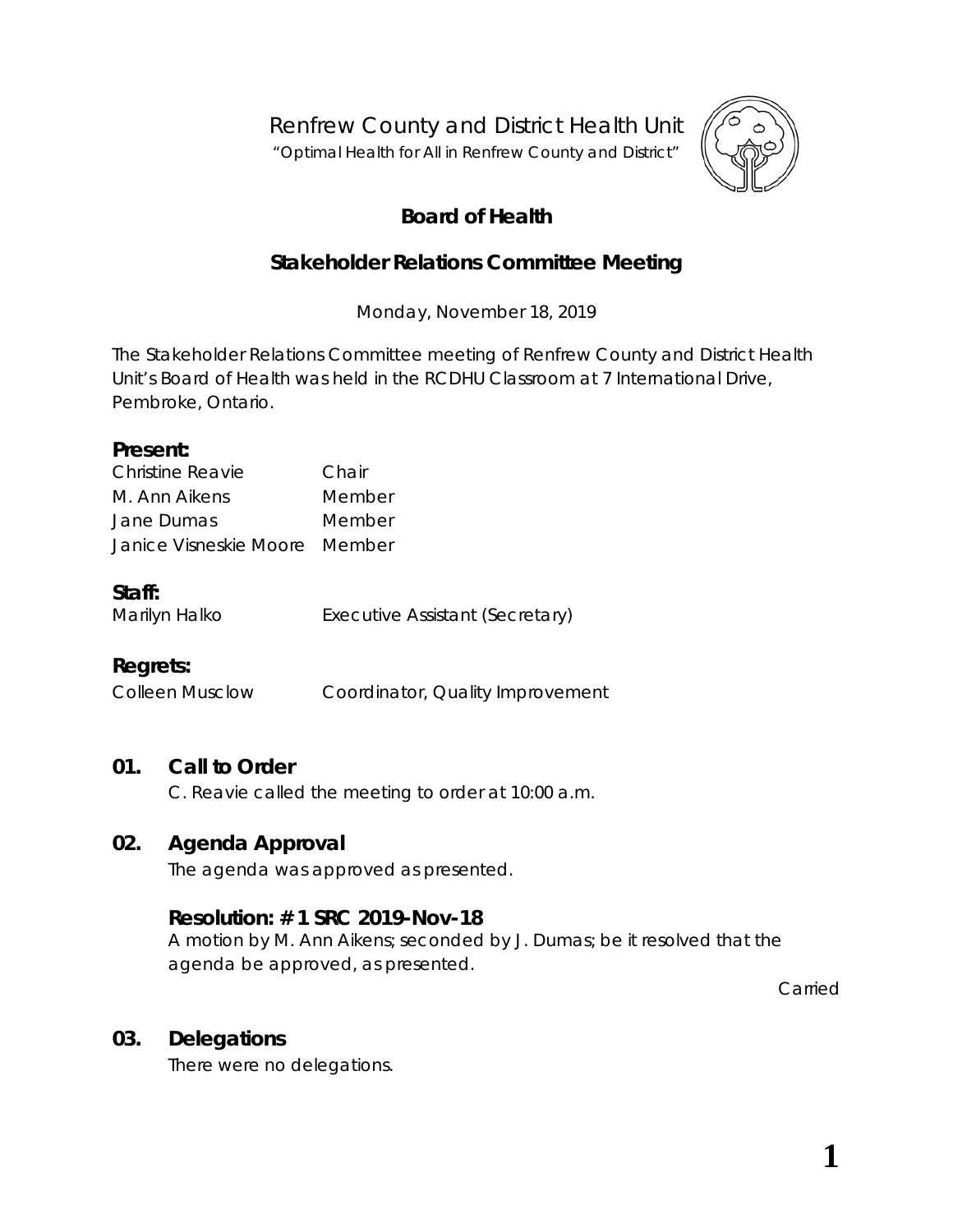Renfrew County and District Health Unit

"Optimal Health for All in Renfrew County and District"

# Board of Health

## Stakeholder Relations Committee Meeting

Monday, November 18, 2019

The Stakeholder Relations Committee meeting of Renfrew County and District Health Unit's Board of Health was held in the RCDHU Classroom at 7 International Drive, Pembroke, Ontario.

**Present:**

| | |
|---|---|
| Christine Reavie | Chair |
| M. Ann Aikens | Member |
| Jane Dumas | Member |
| Janice Visneskie Moore | Member |

**Staff:**

| | |
|---|---|
| Marilyn Halko | Executive Assistant (Secretary) |

**Regrets:**

| | |
|---|---|
| Colleen Musclow | Coordinator, Quality Improvement |

### 01. Call to Order

C. Reavie called the meeting to order at 10:00 a.m.

### 02. Agenda Approval

The agenda was approved as presented.

**Resolution: # 1 SRC 2019-Nov-18**

A motion by M. Ann Aikens; seconded by J. Dumas; be it resolved that the agenda be approved, as presented.

Carried

### 03. Delegations

There were no delegations.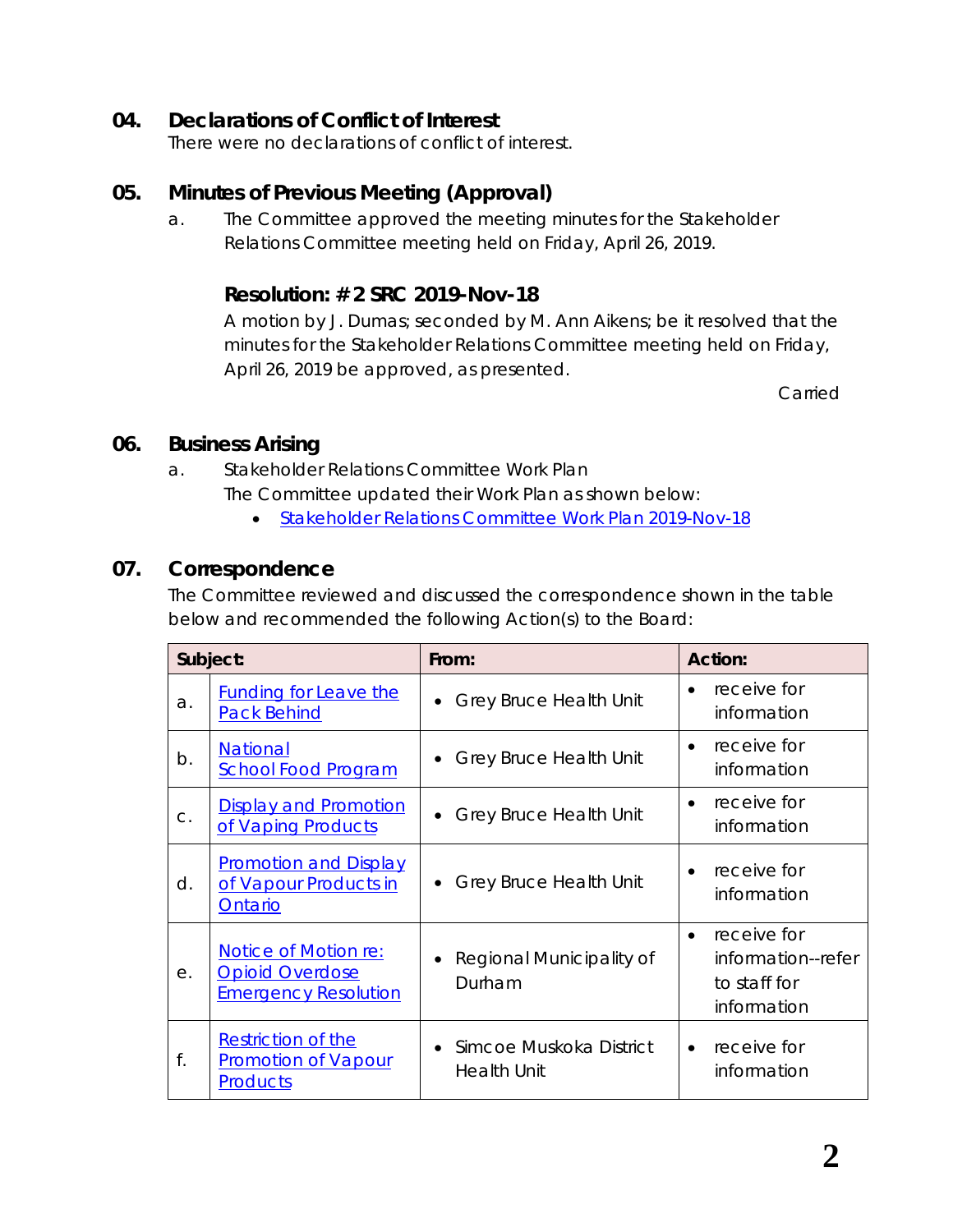## 04. Declarations of Conflict of Interest

There were no declarations of conflict of interest.

## 05. Minutes of Previous Meeting (Approval)

a. The Committee approved the meeting minutes for the Stakeholder Relations Committee meeting held on Friday, April 26, 2019.

### Resolution: # 2 SRC 2019-Nov-18

A motion by J. Dumas; seconded by M. Ann Aikens; be it resolved that the minutes for the Stakeholder Relations Committee meeting held on Friday, April 26, 2019 be approved, as presented.

Carried

## 06. Business Arising

a. Stakeholder Relations Committee Work Plan

The Committee updated their Work Plan as shown below:

- Stakeholder Relations Committee Work Plan 2019-Nov-18

## 07. Correspondence

The Committee reviewed and discussed the correspondence shown in the table below and recommended the following Action(s) to the Board:

| Subject: | | From: | Action: |
|---|---|---|---|
| a. | Funding for Leave the Pack Behind | • Grey Bruce Health Unit | • receive for information |
| b. | National School Food Program | • Grey Bruce Health Unit | • receive for information |
| c. | Display and Promotion of Vaping Products | • Grey Bruce Health Unit | • receive for information |
| d. | Promotion and Display of Vapour Products in Ontario | • Grey Bruce Health Unit | • receive for information |
| e. | Notice of Motion re: Opioid Overdose Emergency Resolution | • Regional Municipality of Durham | • receive for information--refer to staff for information |
| f. | Restriction of the Promotion of Vapour Products | • Simcoe Muskoka District Health Unit | • receive for information |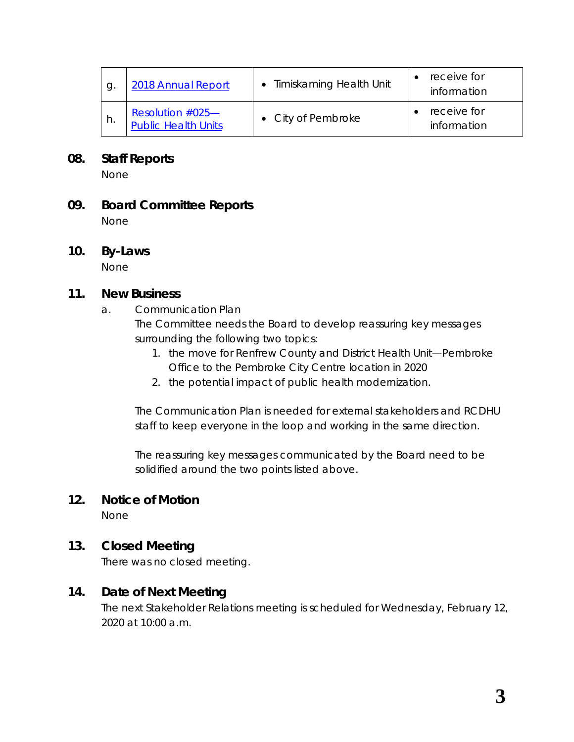| g. | [2018 Annual Report]() | • Timiskaming Health Unit | • receive for information |
|---|---|---|---|
| h. | [Resolution #025—Public Health Units]() | • City of Pembroke | • receive for information |

## 08. Staff Reports

None

## 09. Board Committee Reports

None

## 10. By-Laws

None

## 11. New Business

a. Communication Plan

The Committee needs the Board to develop reassuring key messages surrounding the following two topics:

1. the move for Renfrew County and District Health Unit—Pembroke Office to the Pembroke City Centre location in 2020
2. the potential impact of public health modernization.

The Communication Plan is needed for external stakeholders and RCDHU staff to keep everyone in the loop and working in the same direction.

The reassuring key messages communicated by the Board need to be solidified around the two points listed above.

## 12. Notice of Motion

None

## 13. Closed Meeting

There was no closed meeting.

## 14. Date of Next Meeting

The next Stakeholder Relations meeting is scheduled for Wednesday, February 12, 2020 at 10:00 a.m.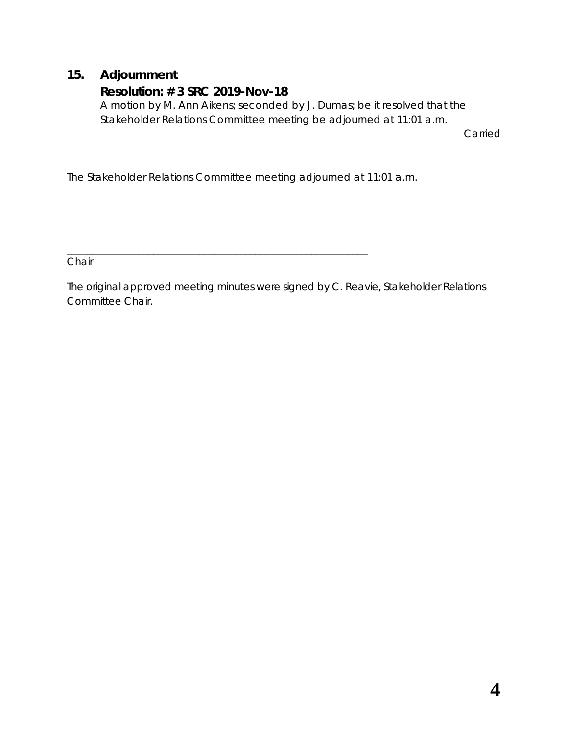## 15. Adjournment

**Resolution: # 3 SRC 2019-Nov-18**

A motion by M. Ann Aikens; seconded by J. Dumas; be it resolved that the Stakeholder Relations Committee meeting be adjourned at 11:01 a.m.

Carried

The Stakeholder Relations Committee meeting adjourned at 11:01 a.m.

_______________________________________________

Chair

The original approved meeting minutes were signed by C. Reavie, Stakeholder Relations Committee Chair.